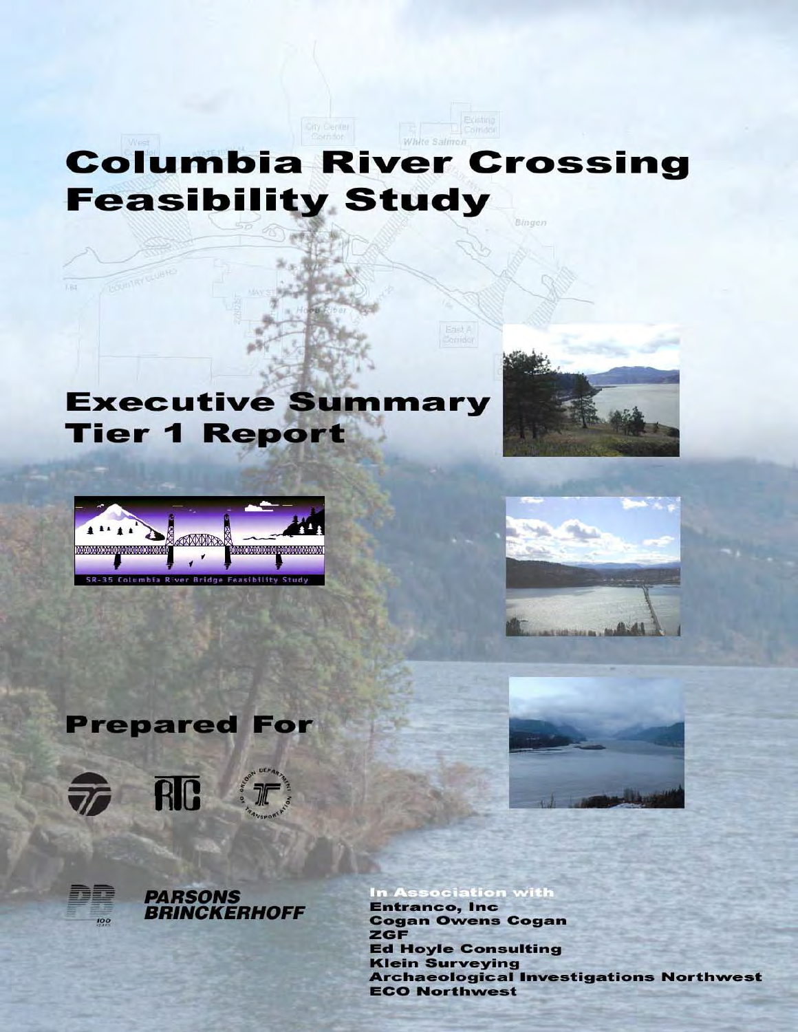# Columbia River Crossing Feasibility Study

## Executive Summary Tier 1 Report

SR-35 Columbia River Bridge Feasibility Study

## Prepared For

PARSONS BRINCKERHOFF

**In Association with**
**Entranco, Inc**
**Cogan Owens Cogan**
**ZGF**
**Ed Hoyle Consulting**
**Klein Surveying**
**Archaeological Investigations Northwest**
**ECO Northwest**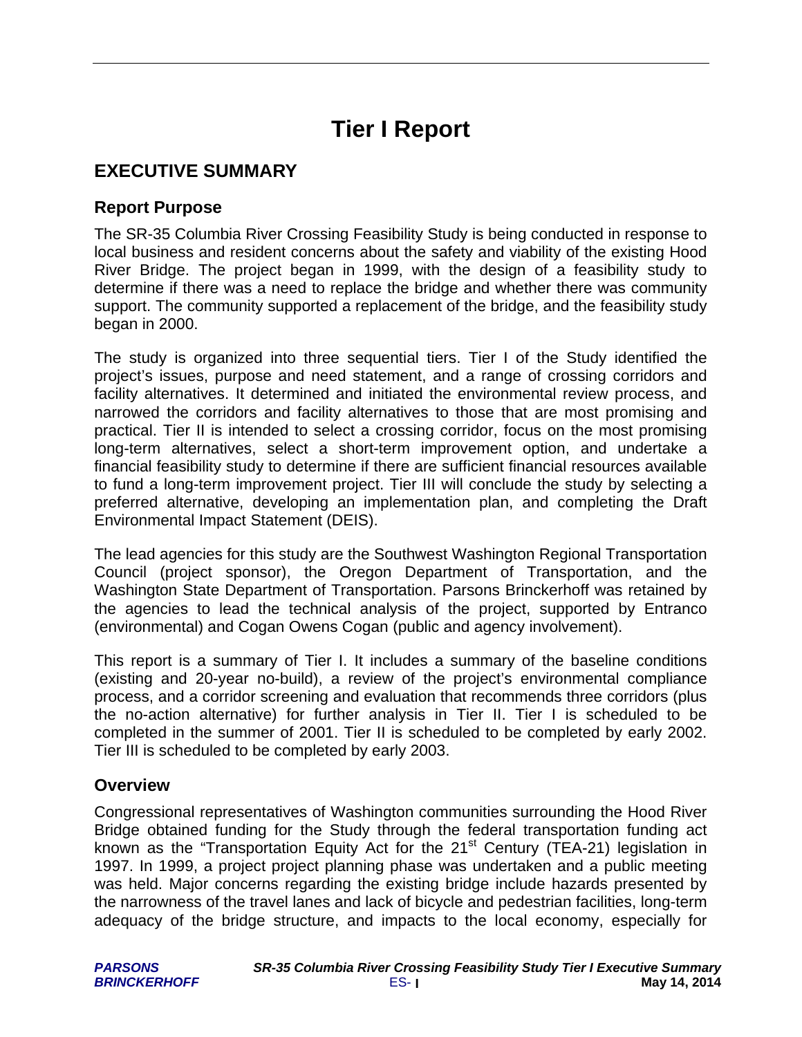# Tier I Report

## EXECUTIVE SUMMARY

### Report Purpose

The SR-35 Columbia River Crossing Feasibility Study is being conducted in response to local business and resident concerns about the safety and viability of the existing Hood River Bridge. The project began in 1999, with the design of a feasibility study to determine if there was a need to replace the bridge and whether there was community support. The community supported a replacement of the bridge, and the feasibility study began in 2000.

The study is organized into three sequential tiers. Tier I of the Study identified the project's issues, purpose and need statement, and a range of crossing corridors and facility alternatives. It determined and initiated the environmental review process, and narrowed the corridors and facility alternatives to those that are most promising and practical. Tier II is intended to select a crossing corridor, focus on the most promising long-term alternatives, select a short-term improvement option, and undertake a financial feasibility study to determine if there are sufficient financial resources available to fund a long-term improvement project. Tier III will conclude the study by selecting a preferred alternative, developing an implementation plan, and completing the Draft Environmental Impact Statement (DEIS).

The lead agencies for this study are the Southwest Washington Regional Transportation Council (project sponsor), the Oregon Department of Transportation, and the Washington State Department of Transportation. Parsons Brinckerhoff was retained by the agencies to lead the technical analysis of the project, supported by Entranco (environmental) and Cogan Owens Cogan (public and agency involvement).

This report is a summary of Tier I. It includes a summary of the baseline conditions (existing and 20-year no-build), a review of the project's environmental compliance process, and a corridor screening and evaluation that recommends three corridors (plus the no-action alternative) for further analysis in Tier II. Tier I is scheduled to be completed in the summer of 2001. Tier II is scheduled to be completed by early 2002. Tier III is scheduled to be completed by early 2003.

### Overview

Congressional representatives of Washington communities surrounding the Hood River Bridge obtained funding for the Study through the federal transportation funding act known as the "Transportation Equity Act for the 21st Century (TEA-21) legislation in 1997. In 1999, a project project planning phase was undertaken and a public meeting was held. Major concerns regarding the existing bridge include hazards presented by the narrowness of the travel lanes and lack of bicycle and pedestrian facilities, long-term adequacy of the bridge structure, and impacts to the local economy, especially for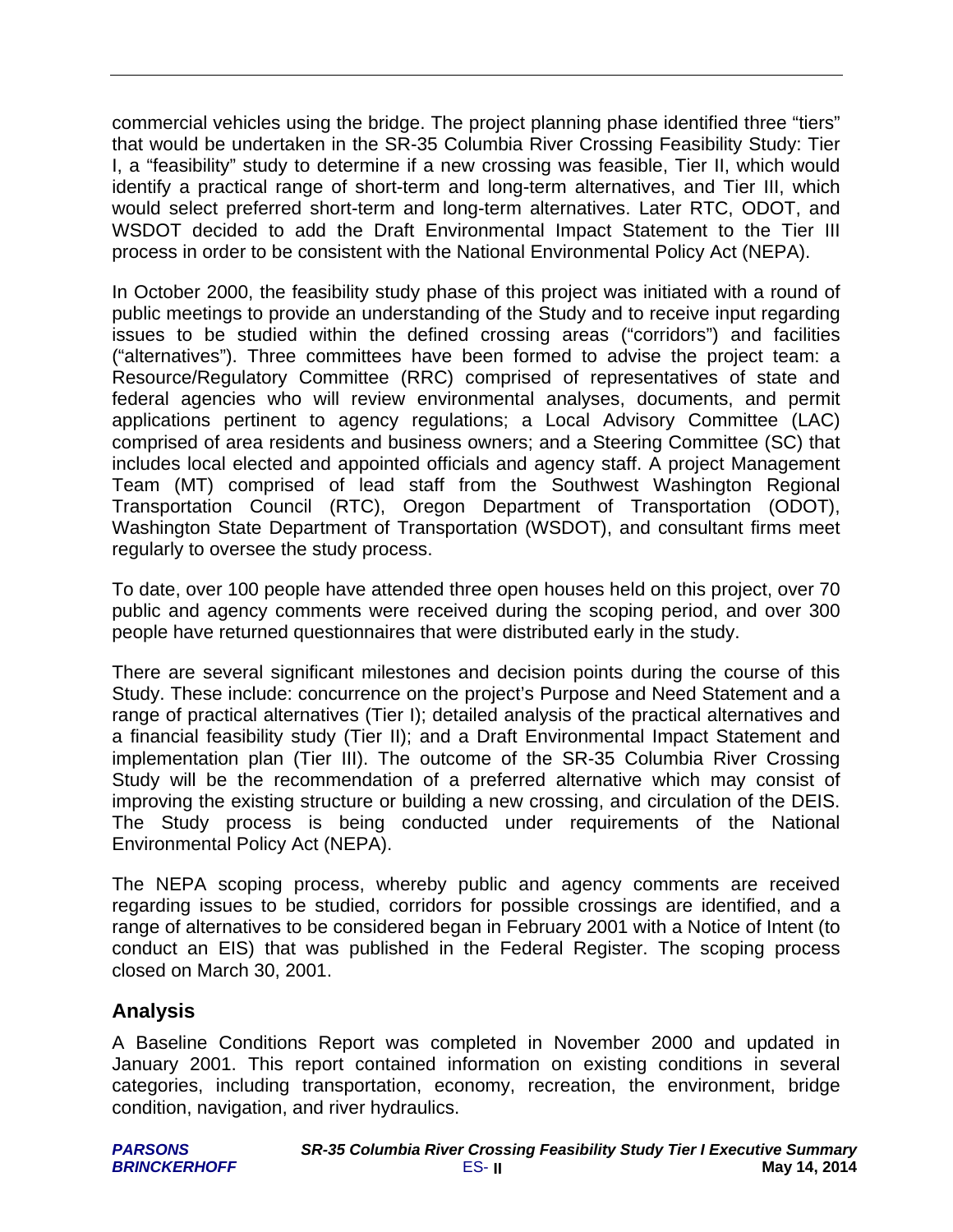commercial vehicles using the bridge. The project planning phase identified three "tiers" that would be undertaken in the SR-35 Columbia River Crossing Feasibility Study: Tier I, a "feasibility" study to determine if a new crossing was feasible, Tier II, which would identify a practical range of short-term and long-term alternatives, and Tier III, which would select preferred short-term and long-term alternatives. Later RTC, ODOT, and WSDOT decided to add the Draft Environmental Impact Statement to the Tier III process in order to be consistent with the National Environmental Policy Act (NEPA).

In October 2000, the feasibility study phase of this project was initiated with a round of public meetings to provide an understanding of the Study and to receive input regarding issues to be studied within the defined crossing areas ("corridors") and facilities ("alternatives"). Three committees have been formed to advise the project team: a Resource/Regulatory Committee (RRC) comprised of representatives of state and federal agencies who will review environmental analyses, documents, and permit applications pertinent to agency regulations; a Local Advisory Committee (LAC) comprised of area residents and business owners; and a Steering Committee (SC) that includes local elected and appointed officials and agency staff. A project Management Team (MT) comprised of lead staff from the Southwest Washington Regional Transportation Council (RTC), Oregon Department of Transportation (ODOT), Washington State Department of Transportation (WSDOT), and consultant firms meet regularly to oversee the study process.

To date, over 100 people have attended three open houses held on this project, over 70 public and agency comments were received during the scoping period, and over 300 people have returned questionnaires that were distributed early in the study.

There are several significant milestones and decision points during the course of this Study. These include: concurrence on the project's Purpose and Need Statement and a range of practical alternatives (Tier I); detailed analysis of the practical alternatives and a financial feasibility study (Tier II); and a Draft Environmental Impact Statement and implementation plan (Tier III). The outcome of the SR-35 Columbia River Crossing Study will be the recommendation of a preferred alternative which may consist of improving the existing structure or building a new crossing, and circulation of the DEIS. The Study process is being conducted under requirements of the National Environmental Policy Act (NEPA).

The NEPA scoping process, whereby public and agency comments are received regarding issues to be studied, corridors for possible crossings are identified, and a range of alternatives to be considered began in February 2001 with a Notice of Intent (to conduct an EIS) that was published in the Federal Register. The scoping process closed on March 30, 2001.

## Analysis

A Baseline Conditions Report was completed in November 2000 and updated in January 2001. This report contained information on existing conditions in several categories, including transportation, economy, recreation, the environment, bridge condition, navigation, and river hydraulics.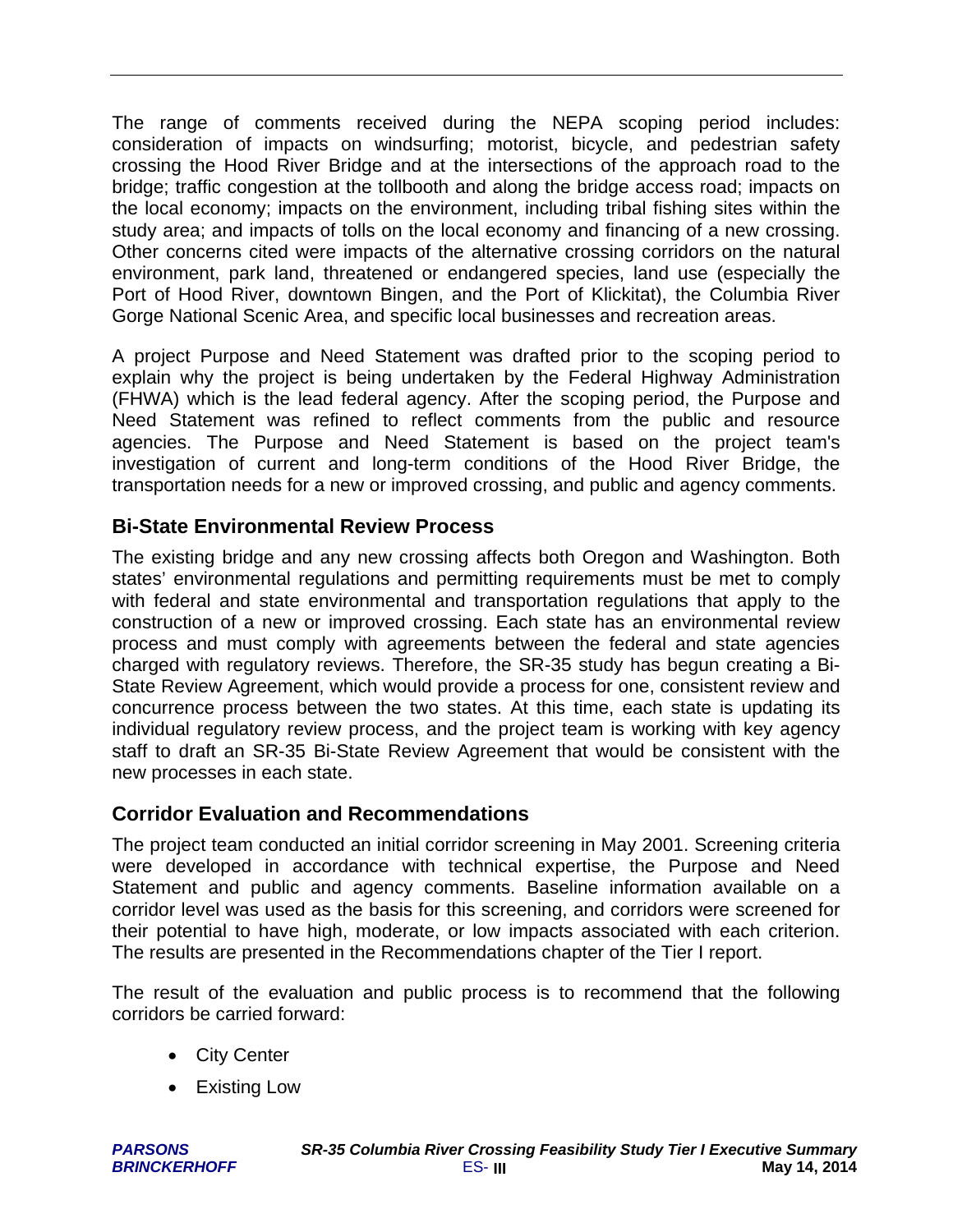The range of comments received during the NEPA scoping period includes: consideration of impacts on windsurfing; motorist, bicycle, and pedestrian safety crossing the Hood River Bridge and at the intersections of the approach road to the bridge; traffic congestion at the tollbooth and along the bridge access road; impacts on the local economy; impacts on the environment, including tribal fishing sites within the study area; and impacts of tolls on the local economy and financing of a new crossing. Other concerns cited were impacts of the alternative crossing corridors on the natural environment, park land, threatened or endangered species, land use (especially the Port of Hood River, downtown Bingen, and the Port of Klickitat), the Columbia River Gorge National Scenic Area, and specific local businesses and recreation areas.

A project Purpose and Need Statement was drafted prior to the scoping period to explain why the project is being undertaken by the Federal Highway Administration (FHWA) which is the lead federal agency. After the scoping period, the Purpose and Need Statement was refined to reflect comments from the public and resource agencies. The Purpose and Need Statement is based on the project team's investigation of current and long-term conditions of the Hood River Bridge, the transportation needs for a new or improved crossing, and public and agency comments.

## Bi-State Environmental Review Process

The existing bridge and any new crossing affects both Oregon and Washington. Both states' environmental regulations and permitting requirements must be met to comply with federal and state environmental and transportation regulations that apply to the construction of a new or improved crossing. Each state has an environmental review process and must comply with agreements between the federal and state agencies charged with regulatory reviews. Therefore, the SR-35 study has begun creating a Bi-State Review Agreement, which would provide a process for one, consistent review and concurrence process between the two states. At this time, each state is updating its individual regulatory review process, and the project team is working with key agency staff to draft an SR-35 Bi-State Review Agreement that would be consistent with the new processes in each state.

## Corridor Evaluation and Recommendations

The project team conducted an initial corridor screening in May 2001. Screening criteria were developed in accordance with technical expertise, the Purpose and Need Statement and public and agency comments. Baseline information available on a corridor level was used as the basis for this screening, and corridors were screened for their potential to have high, moderate, or low impacts associated with each criterion. The results are presented in the Recommendations chapter of the Tier I report.

The result of the evaluation and public process is to recommend that the following corridors be carried forward:

- City Center
- Existing Low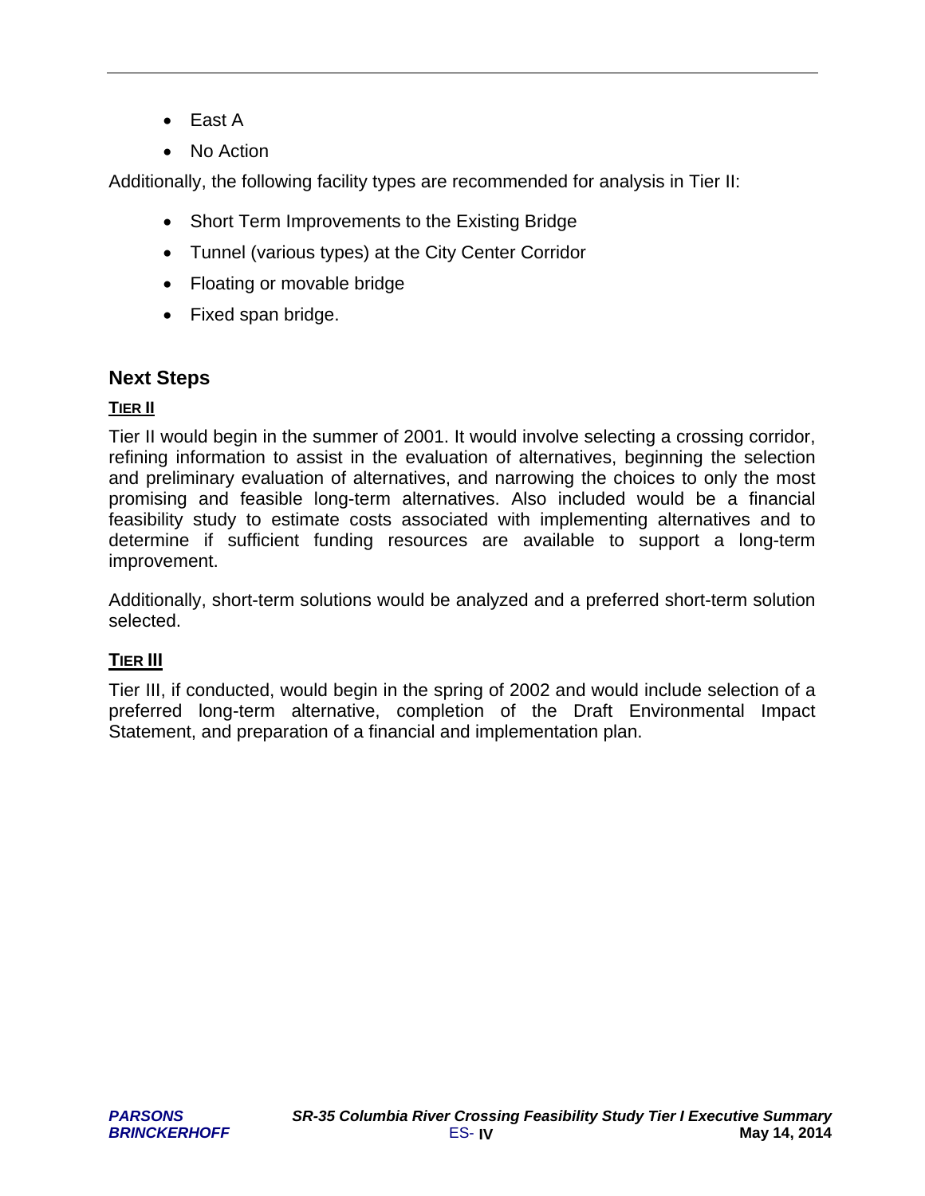- East A
- No Action

Additionally, the following facility types are recommended for analysis in Tier II:

- Short Term Improvements to the Existing Bridge
- Tunnel (various types) at the City Center Corridor
- Floating or movable bridge
- Fixed span bridge.

## Next Steps

### TIER II

Tier II would begin in the summer of 2001. It would involve selecting a crossing corridor, refining information to assist in the evaluation of alternatives, beginning the selection and preliminary evaluation of alternatives, and narrowing the choices to only the most promising and feasible long-term alternatives. Also included would be a financial feasibility study to estimate costs associated with implementing alternatives and to determine if sufficient funding resources are available to support a long-term improvement.

Additionally, short-term solutions would be analyzed and a preferred short-term solution selected.

### TIER III

Tier III, if conducted, would begin in the spring of 2002 and would include selection of a preferred long-term alternative, completion of the Draft Environmental Impact Statement, and preparation of a financial and implementation plan.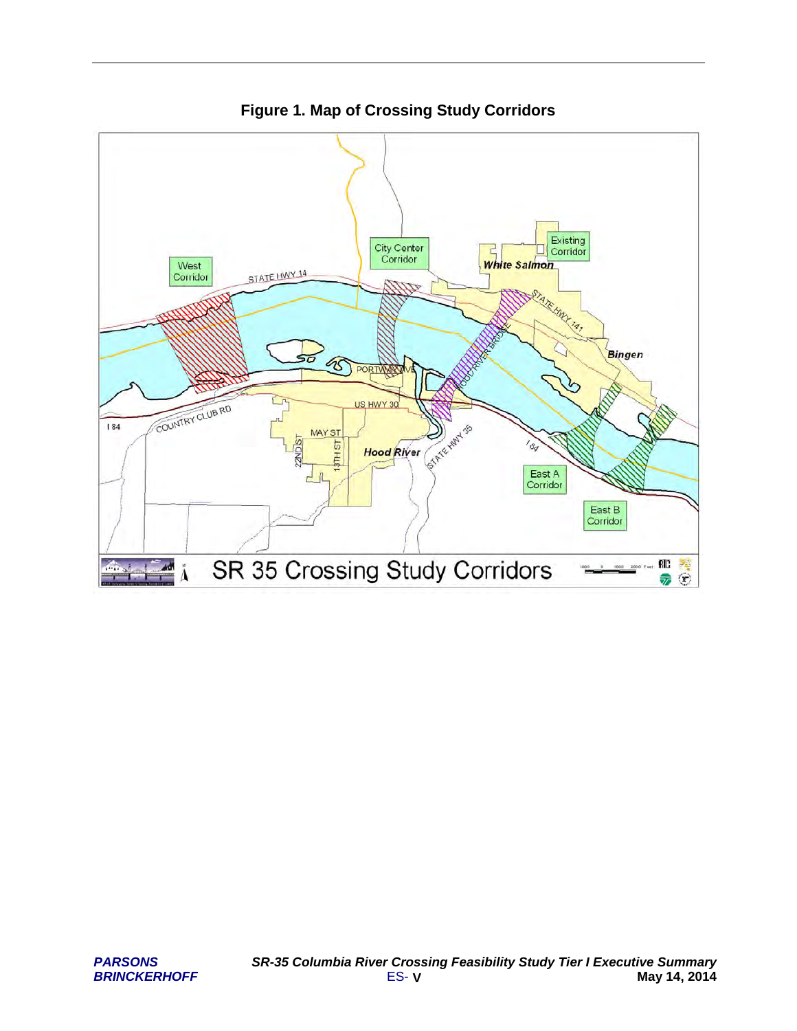**Figure 1. Map of Crossing Study Corridors**

SR 35 Crossing Study Corridors

West Corridor

City Center Corridor

Existing Corridor

White Salmon

STATE HWY 14

STATE HWY 141

Bingen

HOOD RIVER BRIDGE

PORTWAY AVE

US HWY 30

COUNTRY CLUB RD

I 84

MAY ST

22ND ST

13TH ST

Hood River

STATE HWY 35

I 84

East A Corridor

East B Corridor